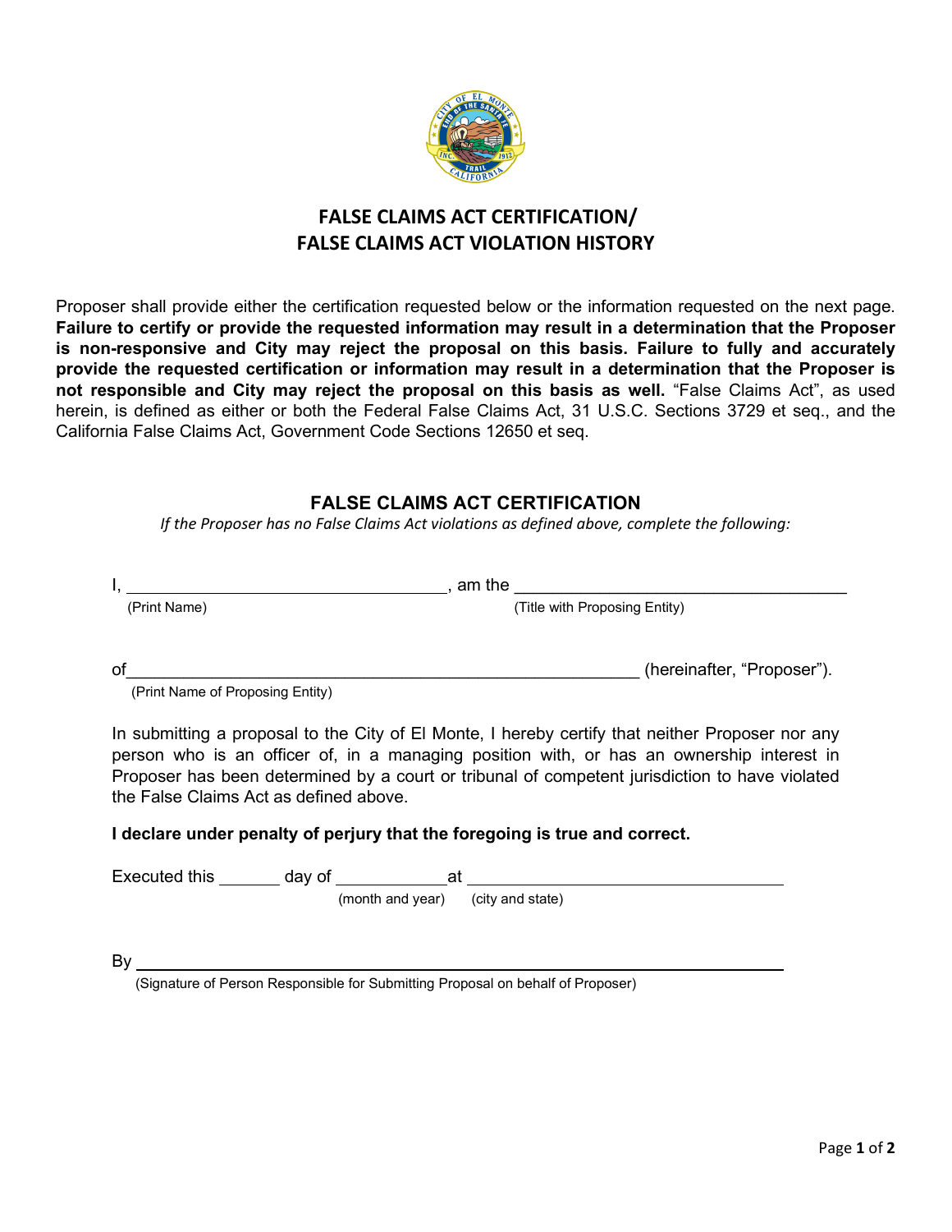# FALSE CLAIMS ACT CERTIFICATION/
# FALSE CLAIMS ACT VIOLATION HISTORY

Proposer shall provide either the certification requested below or the information requested on the next page. **Failure to certify or provide the requested information may result in a determination that the Proposer is non-responsive and City may reject the proposal on this basis. Failure to fully and accurately provide the requested certification or information may result in a determination that the Proposer is not responsible and City may reject the proposal on this basis as well.** "False Claims Act", as used herein, is defined as either or both the Federal False Claims Act, 31 U.S.C. Sections 3729 et seq., and the California False Claims Act, Government Code Sections 12650 et seq.

## FALSE CLAIMS ACT CERTIFICATION

*If the Proposer has no False Claims Act violations as defined above, complete the following:*

I, ________________________________, am the ________________________________
(Print Name) (Title with Proposing Entity)

of__________________________________________________ (hereinafter, "Proposer").
(Print Name of Proposing Entity)

In submitting a proposal to the City of El Monte, I hereby certify that neither Proposer nor any person who is an officer of, in a managing position with, or has an ownership interest in Proposer has been determined by a court or tribunal of competent jurisdiction to have violated the False Claims Act as defined above.

**I declare under penalty of perjury that the foregoing is true and correct.**

Executed this ______ day of __________ at ______________________________
(month and year) (city and state)

By ____________________________________________________________
(Signature of Person Responsible for Submitting Proposal on behalf of Proposer)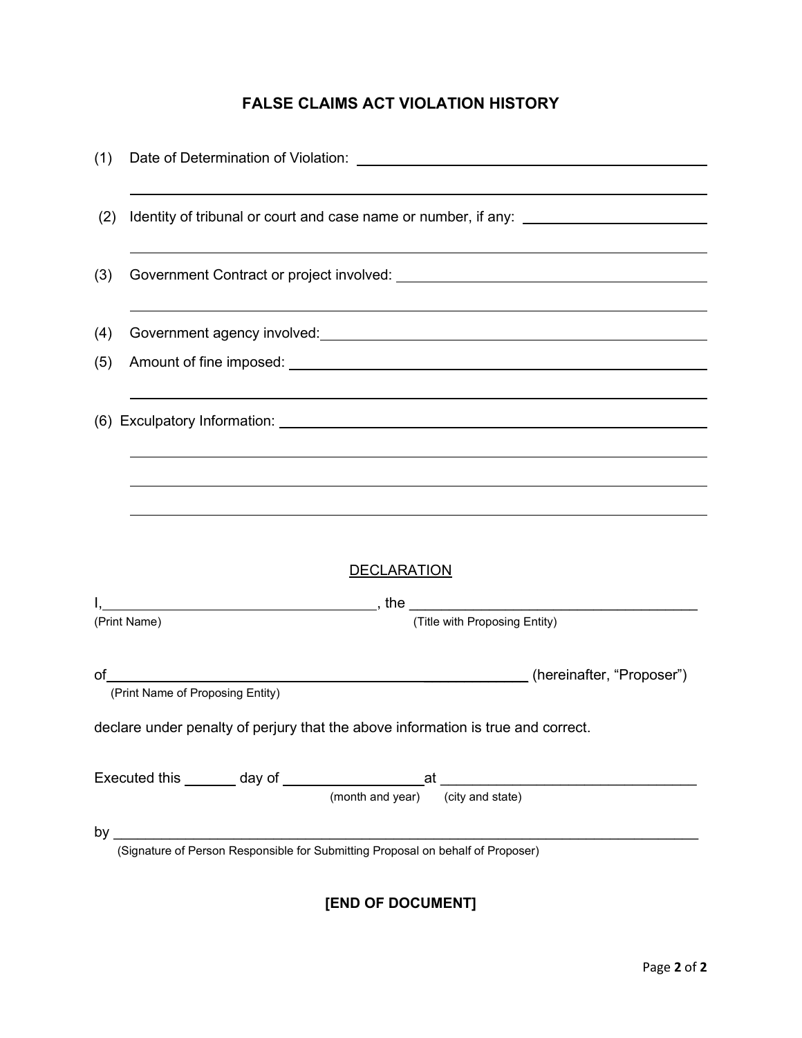## FALSE CLAIMS ACT VIOLATION HISTORY

(1) Date of Determination of Violation: ______________________________

______________________________

(2) Identity of tribunal or court and case name or number, if any: ______________________________

______________________________

(3) Government Contract or project involved: ______________________________

______________________________

(4) Government agency involved: ______________________________

(5) Amount of fine imposed: ______________________________

______________________________

(6) Exculpatory Information: ______________________________

______________________________

______________________________

______________________________

<u>DECLARATION</u>

I, ______________________________, the ______________________________
(Print Name) (Title with Proposing Entity)

of ______________________________ (hereinafter, "Proposer")
(Print Name of Proposing Entity)

declare under penalty of perjury that the above information is true and correct.

Executed this _______ day of __________________ at ______________________________
(month and year) (city and state)

by ______________________________
(Signature of Person Responsible for Submitting Proposal on behalf of Proposer)

**[END OF DOCUMENT]**